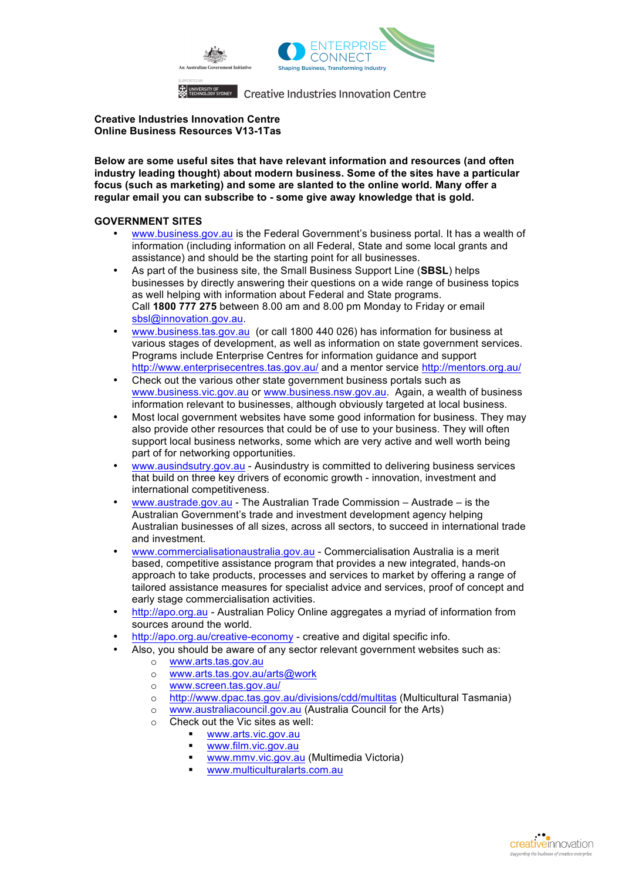An Australian Government Initiative

ENTERPRISE CONNECT
Shaping Business, Transforming Industry

SUPPORTED BY UNIVERSITY OF TECHNOLOGY SYDNEY

Creative Industries Innovation Centre

**Creative Industries Innovation Centre**
**Online Business Resources V13-1Tas**

**Below are some useful sites that have relevant information and resources (and often industry leading thought) about modern business. Some of the sites have a particular focus (such as marketing) and some are slanted to the online world. Many offer a regular email you can subscribe to - some give away knowledge that is gold.**

## GOVERNMENT SITES

- www.business.gov.au is the Federal Government's business portal. It has a wealth of information (including information on all Federal, State and some local grants and assistance) and should be the starting point for all businesses.
- As part of the business site, the Small Business Support Line (**SBSL**) helps businesses by directly answering their questions on a wide range of business topics as well helping with information about Federal and State programs.
  Call **1800 777 275** between 8.00 am and 8.00 pm Monday to Friday or email sbsl@innovation.gov.au.
- www.business.tas.gov.au (or call 1800 440 026) has information for business at various stages of development, as well as information on state government services. Programs include Enterprise Centres for information guidance and support http://www.enterprisecentres.tas.gov.au/ and a mentor service http://mentors.org.au/
- Check out the various other state government business portals such as www.business.vic.gov.au or www.business.nsw.gov.au. Again, a wealth of business information relevant to businesses, although obviously targeted at local business.
- Most local government websites have some good information for business. They may also provide other resources that could be of use to your business. They will often support local business networks, some which are very active and well worth being part of for networking opportunities.
- www.ausindsutry.gov.au - Ausindustry is committed to delivering business services that build on three key drivers of economic growth - innovation, investment and international competitiveness.
- www.austrade.gov.au - The Australian Trade Commission – Austrade – is the Australian Government's trade and investment development agency helping Australian businesses of all sizes, across all sectors, to succeed in international trade and investment.
- www.commercialisationaustralia.gov.au - Commercialisation Australia is a merit based, competitive assistance program that provides a new integrated, hands-on approach to take products, processes and services to market by offering a range of tailored assistance measures for specialist advice and services, proof of concept and early stage commercialisation activities.
- http://apo.org.au - Australian Policy Online aggregates a myriad of information from sources around the world.
- http://apo.org.au/creative-economy - creative and digital specific info.
- Also, you should be aware of any sector relevant government websites such as:
  - www.arts.tas.gov.au
  - www.arts.tas.gov.au/arts@work
  - www.screen.tas.gov.au/
  - http://www.dpac.tas.gov.au/divisions/cdd/multitas (Multicultural Tasmania)
  - www.australiacouncil.gov.au (Australia Council for the Arts)
  - Check out the Vic sites as well:
    - www.arts.vic.gov.au
    - www.film.vic.gov.au
    - www.mmv.vic.gov.au (Multimedia Victoria)
    - www.multiculturalarts.com.au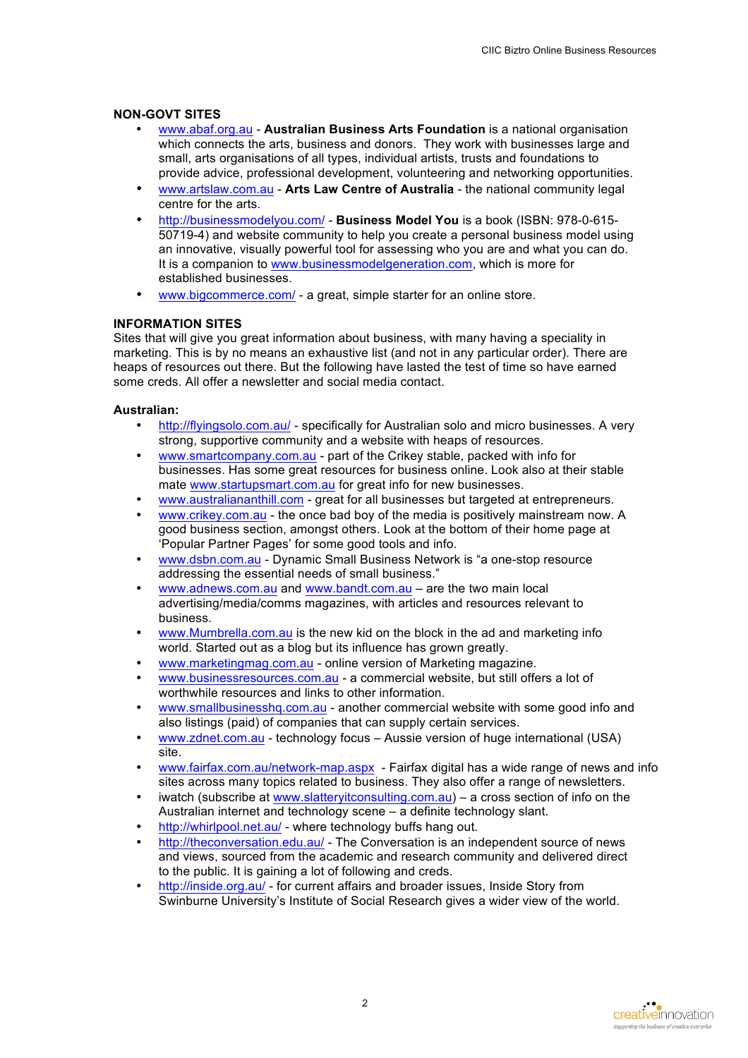## NON-GOVT SITES

- www.abaf.org.au - **Australian Business Arts Foundation** is a national organisation which connects the arts, business and donors. They work with businesses large and small, arts organisations of all types, individual artists, trusts and foundations to provide advice, professional development, volunteering and networking opportunities.
- www.artslaw.com.au - **Arts Law Centre of Australia** - the national community legal centre for the arts.
- http://businessmodelyou.com/ - **Business Model You** is a book (ISBN: 978-0-615-50719-4) and website community to help you create a personal business model using an innovative, visually powerful tool for assessing who you are and what you can do. It is a companion to www.businessmodelgeneration.com, which is more for established businesses.
- www.bigcommerce.com/ - a great, simple starter for an online store.

## INFORMATION SITES

Sites that will give you great information about business, with many having a speciality in marketing. This is by no means an exhaustive list (and not in any particular order). There are heaps of resources out there. But the following have lasted the test of time so have earned some creds. All offer a newsletter and social media contact.

### Australian:

- http://flyingsolo.com.au/ - specifically for Australian solo and micro businesses. A very strong, supportive community and a website with heaps of resources.
- www.smartcompany.com.au - part of the Crikey stable, packed with info for businesses. Has some great resources for business online. Look also at their stable mate www.startupsmart.com.au for great info for new businesses.
- www.australiananthill.com - great for all businesses but targeted at entrepreneurs.
- www.crikey.com.au - the once bad boy of the media is positively mainstream now. A good business section, amongst others. Look at the bottom of their home page at 'Popular Partner Pages' for some good tools and info.
- www.dsbn.com.au - Dynamic Small Business Network is "a one-stop resource addressing the essential needs of small business."
- www.adnews.com.au and www.bandt.com.au – are the two main local advertising/media/comms magazines, with articles and resources relevant to business.
- www.Mumbrella.com.au is the new kid on the block in the ad and marketing info world. Started out as a blog but its influence has grown greatly.
- www.marketingmag.com.au - online version of Marketing magazine.
- www.businessresources.com.au - a commercial website, but still offers a lot of worthwhile resources and links to other information.
- www.smallbusinesshq.com.au - another commercial website with some good info and also listings (paid) of companies that can supply certain services.
- www.zdnet.com.au - technology focus – Aussie version of huge international (USA) site.
- www.fairfax.com.au/network-map.aspx - Fairfax digital has a wide range of news and info sites across many topics related to business. They also offer a range of newsletters.
- iwatch (subscribe at www.slatteryitconsulting.com.au) – a cross section of info on the Australian internet and technology scene – a definite technology slant.
- http://whirlpool.net.au/ - where technology buffs hang out.
- http://theconversation.edu.au/ - The Conversation is an independent source of news and views, sourced from the academic and research community and delivered direct to the public. It is gaining a lot of following and creds.
- http://inside.org.au/ - for current affairs and broader issues, Inside Story from Swinburne University's Institute of Social Research gives a wider view of the world.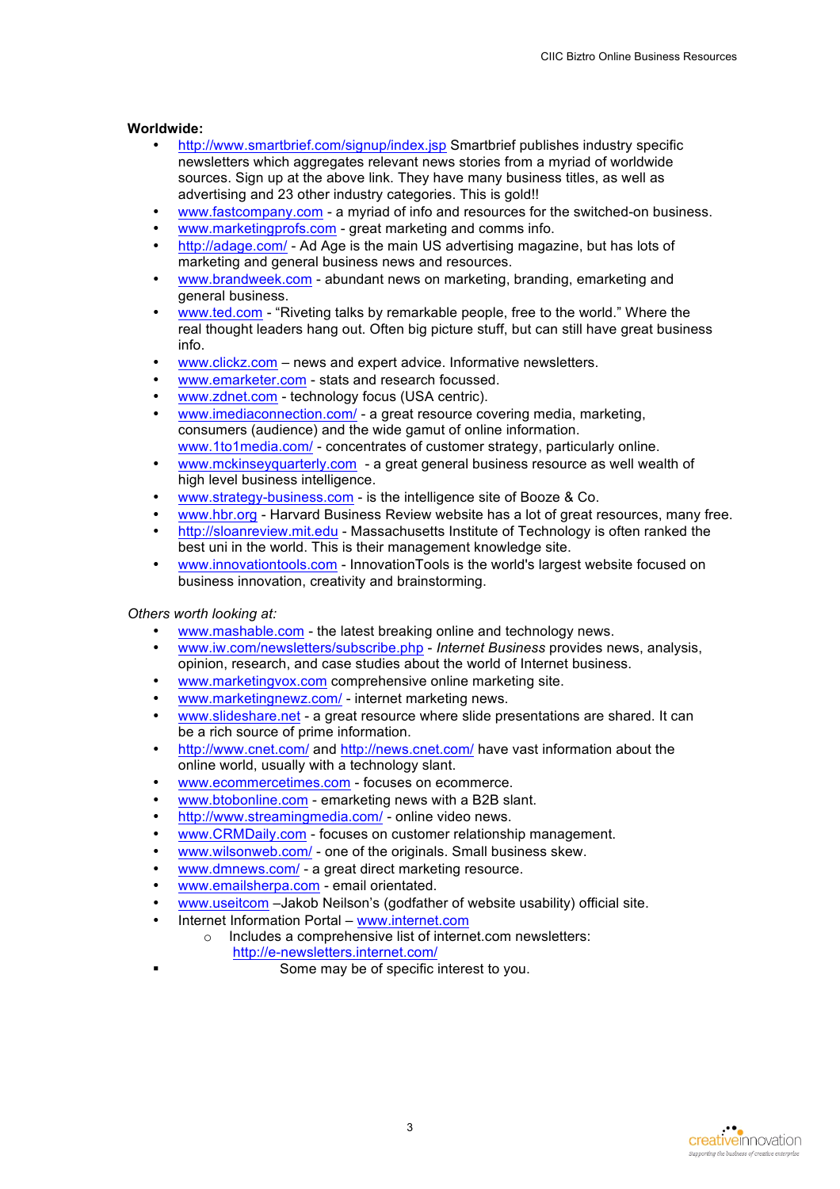**Worldwide:**

- http://www.smartbrief.com/signup/index.jsp Smartbrief publishes industry specific newsletters which aggregates relevant news stories from a myriad of worldwide sources. Sign up at the above link. They have many business titles, as well as advertising and 23 other industry categories. This is gold!!
- www.fastcompany.com - a myriad of info and resources for the switched-on business.
- www.marketingprofs.com - great marketing and comms info.
- http://adage.com/ - Ad Age is the main US advertising magazine, but has lots of marketing and general business news and resources.
- www.brandweek.com - abundant news on marketing, branding, emarketing and general business.
- www.ted.com - "Riveting talks by remarkable people, free to the world." Where the real thought leaders hang out. Often big picture stuff, but can still have great business info.
- www.clickz.com – news and expert advice. Informative newsletters.
- www.emarketer.com - stats and research focussed.
- www.zdnet.com - technology focus (USA centric).
- www.imediaconnection.com/ - a great resource covering media, marketing, consumers (audience) and the wide gamut of online information. www.1to1media.com/ - concentrates of customer strategy, particularly online.
- www.mckinseyquarterly.com - a great general business resource as well wealth of high level business intelligence.
- www.strategy-business.com - is the intelligence site of Booze & Co.
- www.hbr.org - Harvard Business Review website has a lot of great resources, many free.
- http://sloanreview.mit.edu - Massachusetts Institute of Technology is often ranked the best uni in the world. This is their management knowledge site.
- www.innovationtools.com - InnovationTools is the world's largest website focused on business innovation, creativity and brainstorming.

*Others worth looking at:*

- www.mashable.com - the latest breaking online and technology news.
- www.iw.com/newsletters/subscribe.php - *Internet Business* provides news, analysis, opinion, research, and case studies about the world of Internet business.
- www.marketingvox.com comprehensive online marketing site.
- www.marketingnewz.com/ - internet marketing news.
- www.slideshare.net - a great resource where slide presentations are shared. It can be a rich source of prime information.
- http://www.cnet.com/ and http://news.cnet.com/ have vast information about the online world, usually with a technology slant.
- www.ecommercetimes.com - focuses on ecommerce.
- www.btobonline.com - emarketing news with a B2B slant.
- http://www.streamingmedia.com/ - online video news.
- www.CRMDaily.com - focuses on customer relationship management.
- www.wilsonweb.com/ - one of the originals. Small business skew.
- www.dmnews.com/ - a great direct marketing resource.
- www.emailsherpa.com - email orientated.
- www.useitcom –Jakob Neilson's (godfather of website usability) official site.
- Internet Information Portal – www.internet.com
  - Includes a comprehensive list of internet.com newsletters: http://e-newsletters.internet.com/
- Some may be of specific interest to you.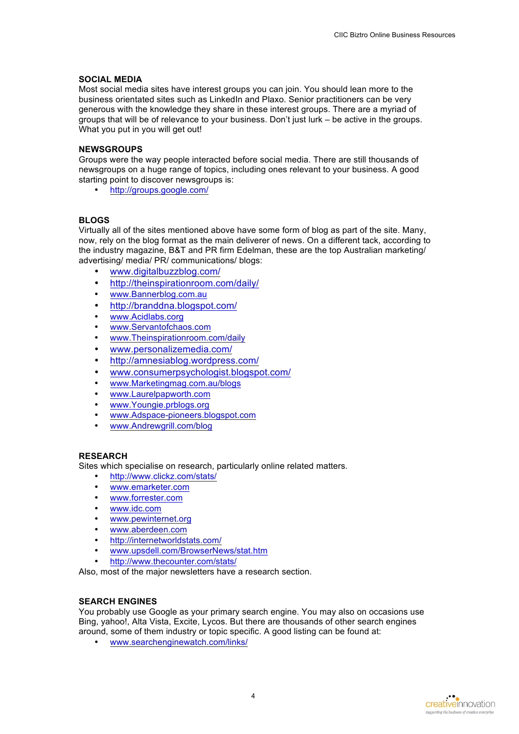## SOCIAL MEDIA

Most social media sites have interest groups you can join. You should lean more to the business orientated sites such as LinkedIn and Plaxo. Senior practitioners can be very generous with the knowledge they share in these interest groups. There are a myriad of groups that will be of relevance to your business. Don't just lurk – be active in the groups. What you put in you will get out!

## NEWSGROUPS

Groups were the way people interacted before social media. There are still thousands of newsgroups on a huge range of topics, including ones relevant to your business. A good starting point to discover newsgroups is:

- http://groups.google.com/

## BLOGS

Virtually all of the sites mentioned above have some form of blog as part of the site. Many, now, rely on the blog format as the main deliverer of news. On a different tack, according to the industry magazine, B&T and PR firm Edelman, these are the top Australian marketing/ advertising/ media/ PR/ communications/ blogs:

- www.digitalbuzzblog.com/
- http://theinspirationroom.com/daily/
- www.Bannerblog.com.au
- http://branddna.blogspot.com/
- www.Acidlabs.corg
- www.Servantofchaos.com
- www.Theinspirationroom.com/daily
- www.personalizemedia.com/
- http://amnesiablog.wordpress.com/
- www.consumerpsychologist.blogspot.com/
- www.Marketingmag.com.au/blogs
- www.Laurelpapworth.com
- www.Youngie.prblogs.org
- www.Adspace-pioneers.blogspot.com
- www.Andrewgrill.com/blog

## RESEARCH

Sites which specialise on research, particularly online related matters.

- http://www.clickz.com/stats/
- www.emarketer.com
- www.forrester.com
- www.idc.com
- www.pewinternet.org
- www.aberdeen.com
- http://internetworldstats.com/
- www.upsdell.com/BrowserNews/stat.htm
- http://www.thecounter.com/stats/

Also, most of the major newsletters have a research section.

## SEARCH ENGINES

You probably use Google as your primary search engine. You may also on occasions use Bing, yahoo!, Alta Vista, Excite, Lycos. But there are thousands of other search engines around, some of them industry or topic specific. A good listing can be found at:

- www.searchenginewatch.com/links/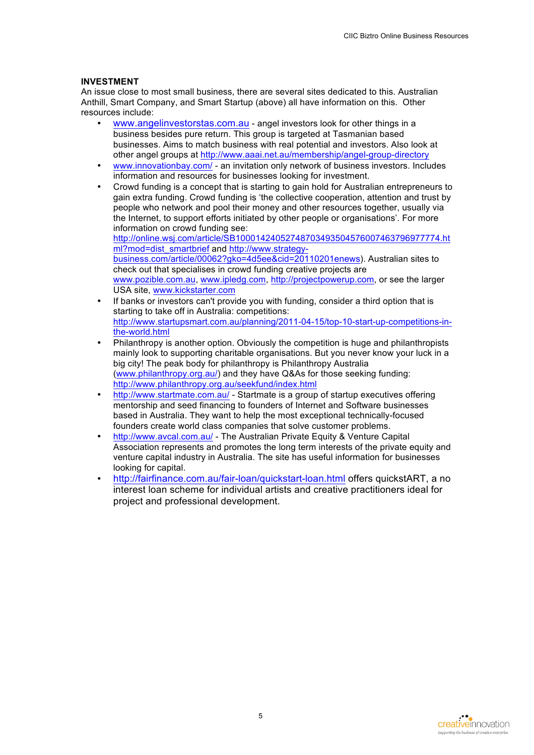## INVESTMENT

An issue close to most small business, there are several sites dedicated to this. Australian Anthill, Smart Company, and Smart Startup (above) all have information on this. Other resources include:

- www.angelinvestorstas.com.au - angel investors look for other things in a business besides pure return. This group is targeted at Tasmanian based businesses. Aims to match business with real potential and investors. Also look at other angel groups at http://www.aaai.net.au/membership/angel-group-directory
- www.innovationbay.com/ - an invitation only network of business investors. Includes information and resources for businesses looking for investment.
- Crowd funding is a concept that is starting to gain hold for Australian entrepreneurs to gain extra funding. Crowd funding is 'the collective cooperation, attention and trust by people who network and pool their money and other resources together, usually via the Internet, to support efforts initiated by other people or organisations'. For more information on crowd funding see: http://online.wsj.com/article/SB10001424052748703493504576007463796977774.html?mod=dist_smartbrief and http://www.strategy-business.com/article/00062?gko=4d5ee&cid=20110201enews). Australian sites to check out that specialises in crowd funding creative projects are www.pozible.com.au, www.ipledg.com, http://projectpowerup.com, or see the larger USA site, www.kickstarter.com
- If banks or investors can't provide you with funding, consider a third option that is starting to take off in Australia: competitions: http://www.startupsmart.com.au/planning/2011-04-15/top-10-start-up-competitions-in-the-world.html
- Philanthropy is another option. Obviously the competition is huge and philanthropists mainly look to supporting charitable organisations. But you never know your luck in a big city! The peak body for philanthropy is Philanthropy Australia (www.philanthropy.org.au/) and they have Q&As for those seeking funding: http://www.philanthropy.org.au/seekfund/index.html
- http://www.startmate.com.au/ - Startmate is a group of startup executives offering mentorship and seed financing to founders of Internet and Software businesses based in Australia. They want to help the most exceptional technically-focused founders create world class companies that solve customer problems.
- http://www.avcal.com.au/ - The Australian Private Equity & Venture Capital Association represents and promotes the long term interests of the private equity and venture capital industry in Australia. The site has useful information for businesses looking for capital.
- http://fairfinance.com.au/fair-loan/quickstart-loan.html offers quickstART, a no interest loan scheme for individual artists and creative practitioners ideal for project and professional development.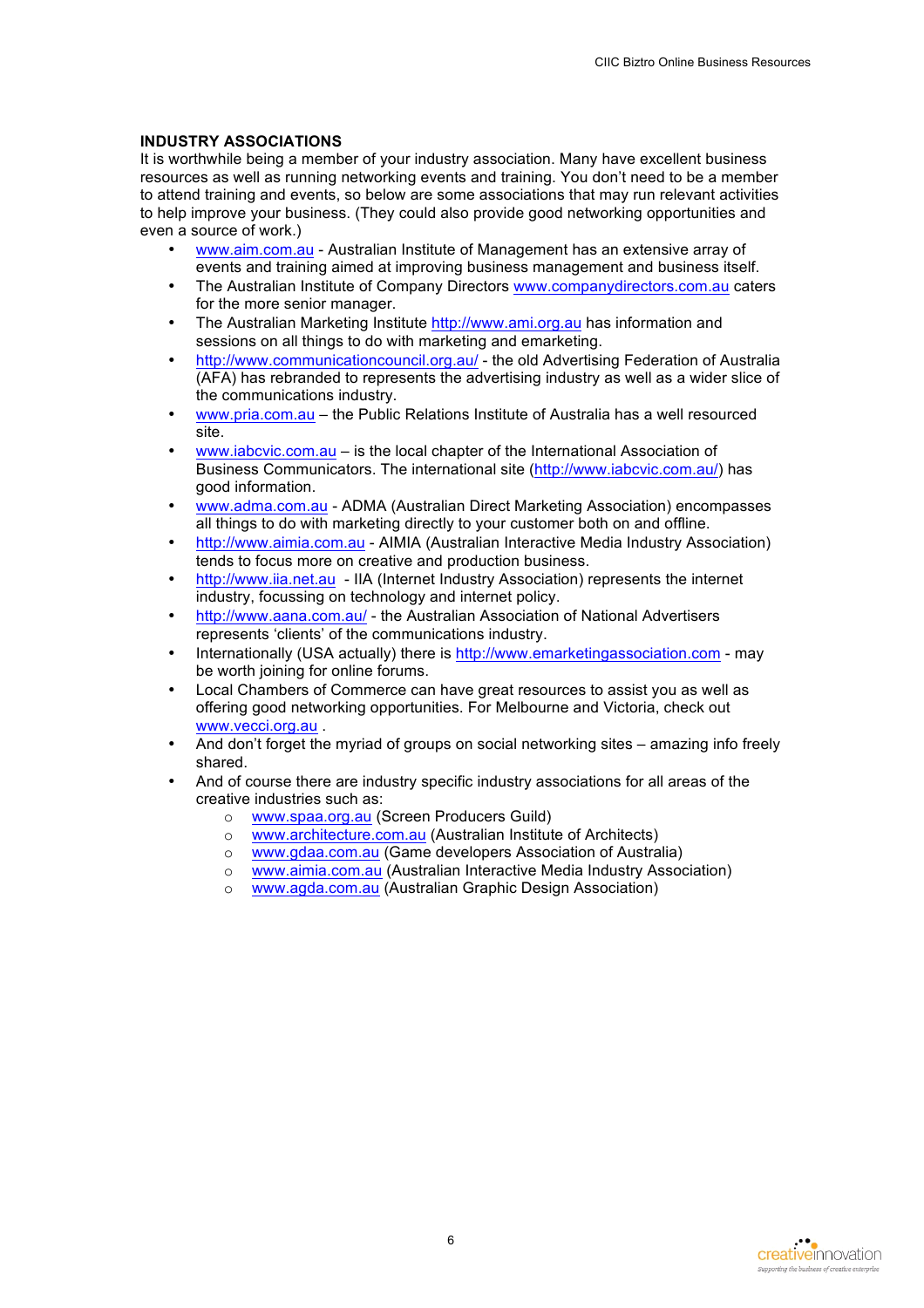**INDUSTRY ASSOCIATIONS**

It is worthwhile being a member of your industry association. Many have excellent business resources as well as running networking events and training. You don't need to be a member to attend training and events, so below are some associations that may run relevant activities to help improve your business. (They could also provide good networking opportunities and even a source of work.)

- www.aim.com.au - Australian Institute of Management has an extensive array of events and training aimed at improving business management and business itself.
- The Australian Institute of Company Directors www.companydirectors.com.au caters for the more senior manager.
- The Australian Marketing Institute http://www.ami.org.au has information and sessions on all things to do with marketing and emarketing.
- http://www.communicationcouncil.org.au/ - the old Advertising Federation of Australia (AFA) has rebranded to represents the advertising industry as well as a wider slice of the communications industry.
- www.pria.com.au – the Public Relations Institute of Australia has a well resourced site.
- www.iabcvic.com.au – is the local chapter of the International Association of Business Communicators. The international site (http://www.iabcvic.com.au/) has good information.
- www.adma.com.au - ADMA (Australian Direct Marketing Association) encompasses all things to do with marketing directly to your customer both on and offline.
- http://www.aimia.com.au - AIMIA (Australian Interactive Media Industry Association) tends to focus more on creative and production business.
- http://www.iia.net.au - IIA (Internet Industry Association) represents the internet industry, focussing on technology and internet policy.
- http://www.aana.com.au/ - the Australian Association of National Advertisers represents 'clients' of the communications industry.
- Internationally (USA actually) there is http://www.emarketingassociation.com - may be worth joining for online forums.
- Local Chambers of Commerce can have great resources to assist you as well as offering good networking opportunities. For Melbourne and Victoria, check out www.vecci.org.au .
- And don't forget the myriad of groups on social networking sites – amazing info freely shared.
- And of course there are industry specific industry associations for all areas of the creative industries such as:
  - www.spaa.org.au (Screen Producers Guild)
  - www.architecture.com.au (Australian Institute of Architects)
  - www.gdaa.com.au (Game developers Association of Australia)
  - www.aimia.com.au (Australian Interactive Media Industry Association)
  - www.agda.com.au (Australian Graphic Design Association)